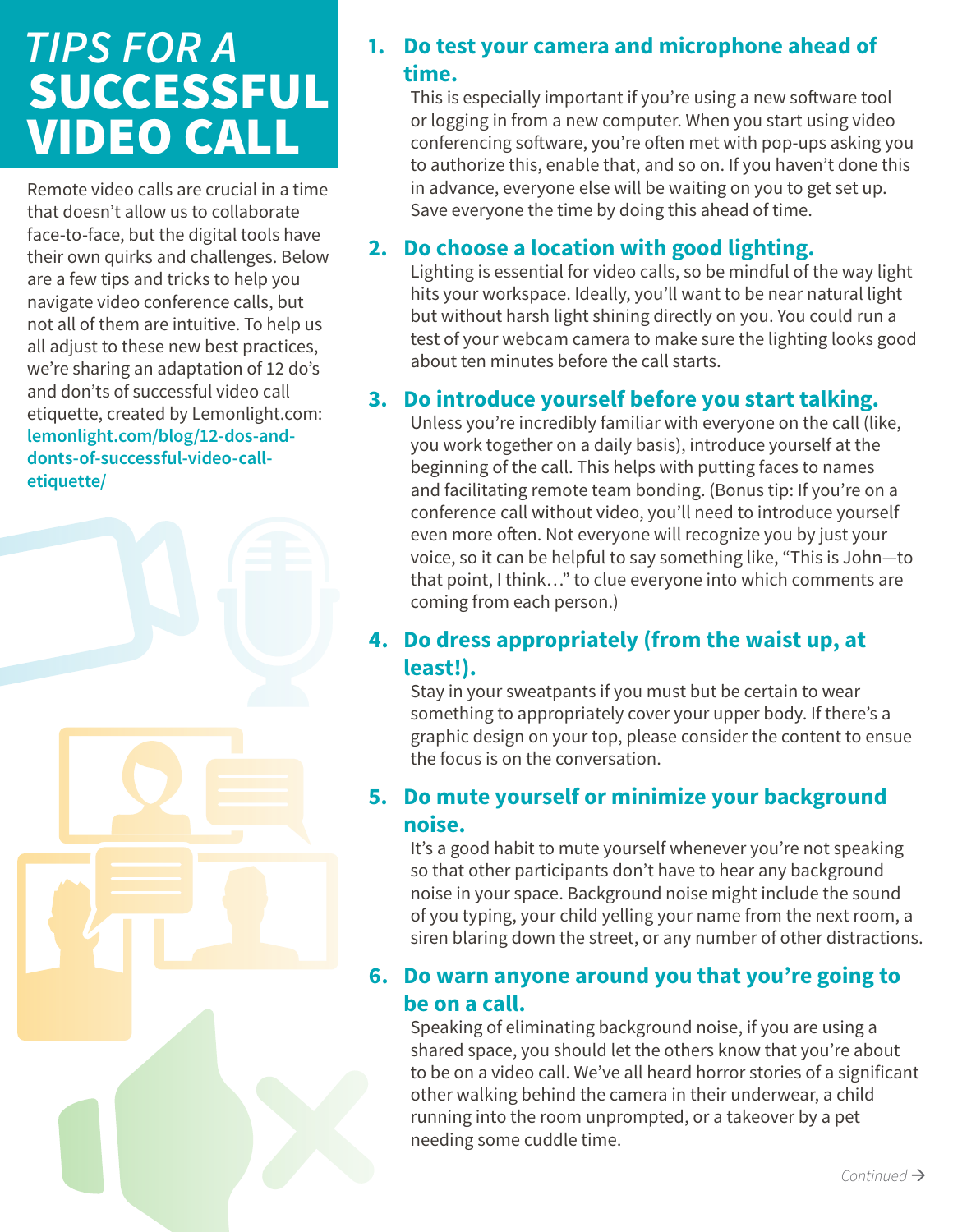# TIPS FOR A SUCCESSFUL VIDEO CALL

Remote video calls are crucial in a time that doesn't allow us to collaborate face-to-face, but the digital tools have their own quirks and challenges. Below are a few tips and tricks to help you navigate video conference calls, but not all of them are intuitive. To help us all adjust to these new best practices, we're sharing an adaptation of 12 do's and don'ts of successful video call etiquette, created by Lemonlight.com: **lemonlight.com/blog/12-dos-and-donts-of-successful-video-call-etiquette/**

1. **Do test your camera and microphone ahead of time.**
   This is especially important if you're using a new software tool or logging in from a new computer. When you start using video conferencing software, you're often met with pop-ups asking you to authorize this, enable that, and so on. If you haven't done this in advance, everyone else will be waiting on you to get set up. Save everyone the time by doing this ahead of time.

2. **Do choose a location with good lighting.**
   Lighting is essential for video calls, so be mindful of the way light hits your workspace. Ideally, you'll want to be near natural light but without harsh light shining directly on you. You could run a test of your webcam camera to make sure the lighting looks good about ten minutes before the call starts.

3. **Do introduce yourself before you start talking.**
   Unless you're incredibly familiar with everyone on the call (like, you work together on a daily basis), introduce yourself at the beginning of the call. This helps with putting faces to names and facilitating remote team bonding. (Bonus tip: If you're on a conference call without video, you'll need to introduce yourself even more often. Not everyone will recognize you by just your voice, so it can be helpful to say something like, "This is John—to that point, I think…" to clue everyone into which comments are coming from each person.)

4. **Do dress appropriately (from the waist up, at least!).**
   Stay in your sweatpants if you must but be certain to wear something to appropriately cover your upper body. If there's a graphic design on your top, please consider the content to ensue the focus is on the conversation.

5. **Do mute yourself or minimize your background noise.**
   It's a good habit to mute yourself whenever you're not speaking so that other participants don't have to hear any background noise in your space. Background noise might include the sound of you typing, your child yelling your name from the next room, a siren blaring down the street, or any number of other distractions.

6. **Do warn anyone around you that you're going to be on a call.**
   Speaking of eliminating background noise, if you are using a shared space, you should let the others know that you're about to be on a video call. We've all heard horror stories of a significant other walking behind the camera in their underwear, a child running into the room unprompted, or a takeover by a pet needing some cuddle time.

*Continued →*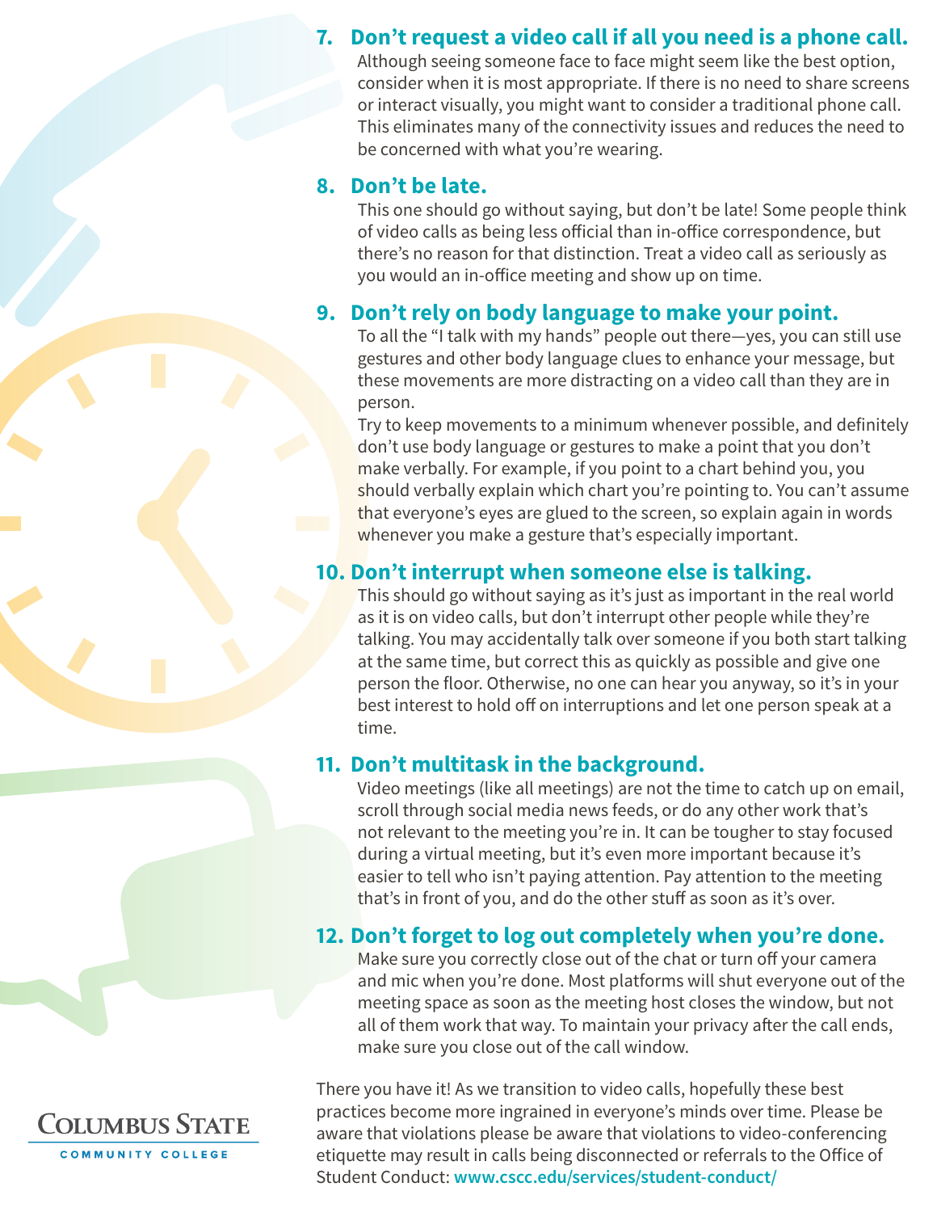### 7. Don't request a video call if all you need is a phone call.

Although seeing someone face to face might seem like the best option, consider when it is most appropriate. If there is no need to share screens or interact visually, you might want to consider a traditional phone call. This eliminates many of the connectivity issues and reduces the need to be concerned with what you're wearing.

### 8. Don't be late.

This one should go without saying, but don't be late! Some people think of video calls as being less official than in-office correspondence, but there's no reason for that distinction. Treat a video call as seriously as you would an in-office meeting and show up on time.

### 9. Don't rely on body language to make your point.

To all the "I talk with my hands" people out there—yes, you can still use gestures and other body language clues to enhance your message, but these movements are more distracting on a video call than they are in person.

Try to keep movements to a minimum whenever possible, and definitely don't use body language or gestures to make a point that you don't make verbally. For example, if you point to a chart behind you, you should verbally explain which chart you're pointing to. You can't assume that everyone's eyes are glued to the screen, so explain again in words whenever you make a gesture that's especially important.

### 10. Don't interrupt when someone else is talking.

This should go without saying as it's just as important in the real world as it is on video calls, but don't interrupt other people while they're talking. You may accidentally talk over someone if you both start talking at the same time, but correct this as quickly as possible and give one person the floor. Otherwise, no one can hear you anyway, so it's in your best interest to hold off on interruptions and let one person speak at a time.

### 11. Don't multitask in the background.

Video meetings (like all meetings) are not the time to catch up on email, scroll through social media news feeds, or do any other work that's not relevant to the meeting you're in. It can be tougher to stay focused during a virtual meeting, but it's even more important because it's easier to tell who isn't paying attention. Pay attention to the meeting that's in front of you, and do the other stuff as soon as it's over.

### 12. Don't forget to log out completely when you're done.

Make sure you correctly close out of the chat or turn off your camera and mic when you're done. Most platforms will shut everyone out of the meeting space as soon as the meeting host closes the window, but not all of them work that way. To maintain your privacy after the call ends, make sure you close out of the call window.

There you have it! As we transition to video calls, hopefully these best practices become more ingrained in everyone's minds over time. Please be aware that violations please be aware that violations to video-conferencing etiquette may result in calls being disconnected or referrals to the Office of Student Conduct: **www.cscc.edu/services/student-conduct/**

Columbus State
COMMUNITY COLLEGE